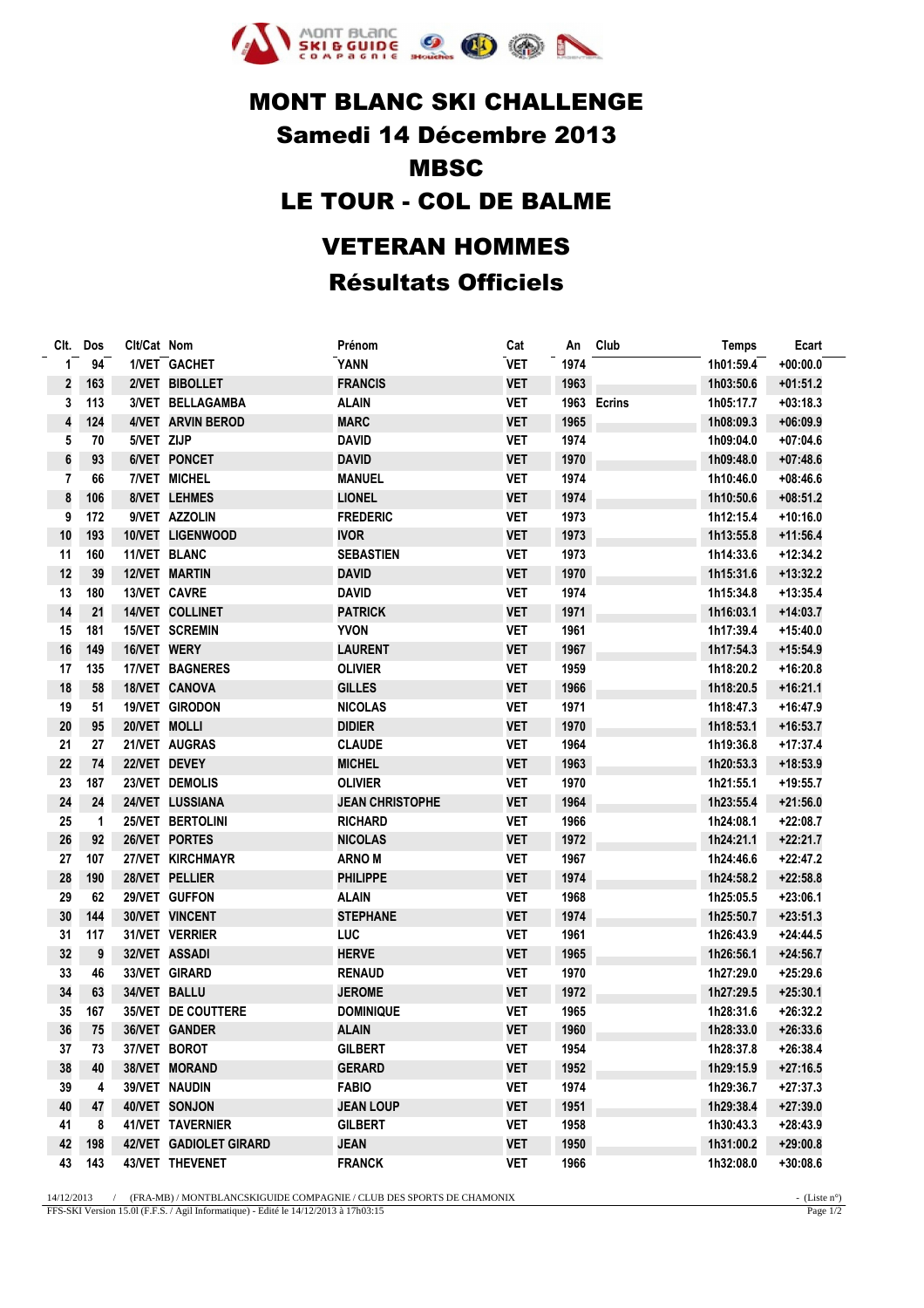# MONT BLANC SKI CHALLENGE

## Samedi 14 Décembre 2013

## MBSC

## LE TOUR - COL DE BALME

## VETERAN HOMMES

## Résultats Officiels

| Clt. | Dos | Clt/Cat | Nom | Prénom | Cat | An | Club | Temps | Ecart |
|---|---|---|---|---|---|---|---|---|---|
| 1 | 94 | 1/VET | GACHET | YANN | VET | 1974 | | 1h01:59.4 | +00:00.0 |
| 2 | 163 | 2/VET | BIBOLLET | FRANCIS | VET | 1963 | | 1h03:50.6 | +01:51.2 |
| 3 | 113 | 3/VET | BELLAGAMBA | ALAIN | VET | 1963 | Ecrins | 1h05:17.7 | +03:18.3 |
| 4 | 124 | 4/VET | ARVIN BEROD | MARC | VET | 1965 | | 1h08:09.3 | +06:09.9 |
| 5 | 70 | 5/VET | ZIJP | DAVID | VET | 1974 | | 1h09:04.0 | +07:04.6 |
| 6 | 93 | 6/VET | PONCET | DAVID | VET | 1970 | | 1h09:48.0 | +07:48.6 |
| 7 | 66 | 7/VET | MICHEL | MANUEL | VET | 1974 | | 1h10:46.0 | +08:46.6 |
| 8 | 106 | 8/VET | LEHMES | LIONEL | VET | 1974 | | 1h10:50.6 | +08:51.2 |
| 9 | 172 | 9/VET | AZZOLIN | FREDERIC | VET | 1973 | | 1h12:15.4 | +10:16.0 |
| 10 | 193 | 10/VET | LIGENWOOD | IVOR | VET | 1973 | | 1h13:55.8 | +11:56.4 |
| 11 | 160 | 11/VET | BLANC | SEBASTIEN | VET | 1973 | | 1h14:33.6 | +12:34.2 |
| 12 | 39 | 12/VET | MARTIN | DAVID | VET | 1970 | | 1h15:31.6 | +13:32.2 |
| 13 | 180 | 13/VET | CAVRE | DAVID | VET | 1974 | | 1h15:34.8 | +13:35.4 |
| 14 | 21 | 14/VET | COLLINET | PATRICK | VET | 1971 | | 1h16:03.1 | +14:03.7 |
| 15 | 181 | 15/VET | SCREMIN | YVON | VET | 1961 | | 1h17:39.4 | +15:40.0 |
| 16 | 149 | 16/VET | WERY | LAURENT | VET | 1967 | | 1h17:54.3 | +15:54.9 |
| 17 | 135 | 17/VET | BAGNERES | OLIVIER | VET | 1959 | | 1h18:20.2 | +16:20.8 |
| 18 | 58 | 18/VET | CANOVA | GILLES | VET | 1966 | | 1h18:20.5 | +16:21.1 |
| 19 | 51 | 19/VET | GIRODON | NICOLAS | VET | 1971 | | 1h18:47.3 | +16:47.9 |
| 20 | 95 | 20/VET | MOLLI | DIDIER | VET | 1970 | | 1h18:53.1 | +16:53.7 |
| 21 | 27 | 21/VET | AUGRAS | CLAUDE | VET | 1964 | | 1h19:36.8 | +17:37.4 |
| 22 | 74 | 22/VET | DEVEY | MICHEL | VET | 1963 | | 1h20:53.3 | +18:53.9 |
| 23 | 187 | 23/VET | DEMOLIS | OLIVIER | VET | 1970 | | 1h21:55.1 | +19:55.7 |
| 24 | 24 | 24/VET | LUSSIANA | JEAN CHRISTOPHE | VET | 1964 | | 1h23:55.4 | +21:56.0 |
| 25 | 1 | 25/VET | BERTOLINI | RICHARD | VET | 1966 | | 1h24:08.1 | +22:08.7 |
| 26 | 92 | 26/VET | PORTES | NICOLAS | VET | 1972 | | 1h24:21.1 | +22:21.7 |
| 27 | 107 | 27/VET | KIRCHMAYR | ARNO M | VET | 1967 | | 1h24:46.6 | +22:47.2 |
| 28 | 190 | 28/VET | PELLIER | PHILIPPE | VET | 1974 | | 1h24:58.2 | +22:58.8 |
| 29 | 62 | 29/VET | GUFFON | ALAIN | VET | 1968 | | 1h25:05.5 | +23:06.1 |
| 30 | 144 | 30/VET | VINCENT | STEPHANE | VET | 1974 | | 1h25:50.7 | +23:51.3 |
| 31 | 117 | 31/VET | VERRIER | LUC | VET | 1961 | | 1h26:43.9 | +24:44.5 |
| 32 | 9 | 32/VET | ASSADI | HERVE | VET | 1965 | | 1h26:56.1 | +24:56.7 |
| 33 | 46 | 33/VET | GIRARD | RENAUD | VET | 1970 | | 1h27:29.0 | +25:29.6 |
| 34 | 63 | 34/VET | BALLU | JEROME | VET | 1972 | | 1h27:29.5 | +25:30.1 |
| 35 | 167 | 35/VET | DE COUTTERE | DOMINIQUE | VET | 1965 | | 1h28:31.6 | +26:32.2 |
| 36 | 75 | 36/VET | GANDER | ALAIN | VET | 1960 | | 1h28:33.0 | +26:33.6 |
| 37 | 73 | 37/VET | BOROT | GILBERT | VET | 1954 | | 1h28:37.8 | +26:38.4 |
| 38 | 40 | 38/VET | MORAND | GERARD | VET | 1952 | | 1h29:15.9 | +27:16.5 |
| 39 | 4 | 39/VET | NAUDIN | FABIO | VET | 1974 | | 1h29:36.7 | +27:37.3 |
| 40 | 47 | 40/VET | SONJON | JEAN LOUP | VET | 1951 | | 1h29:38.4 | +27:39.0 |
| 41 | 8 | 41/VET | TAVERNIER | GILBERT | VET | 1958 | | 1h30:43.3 | +28:43.9 |
| 42 | 198 | 42/VET | GADIOLET GIRARD | JEAN | VET | 1950 | | 1h31:00.2 | +29:00.8 |
| 43 | 143 | 43/VET | THEVENET | FRANCK | VET | 1966 | | 1h32:08.0 | +30:08.6 |

14/12/2013 / (FRA-MB) / MONTBLANCSKIGUIDE COMPAGNIE / CLUB DES SPORTS DE CHAMONIX - (Liste n°)

FFS-SKI Version 15.0l (F.F.S. / Agil Informatique) - Edité le 14/12/2013 à 17h03:15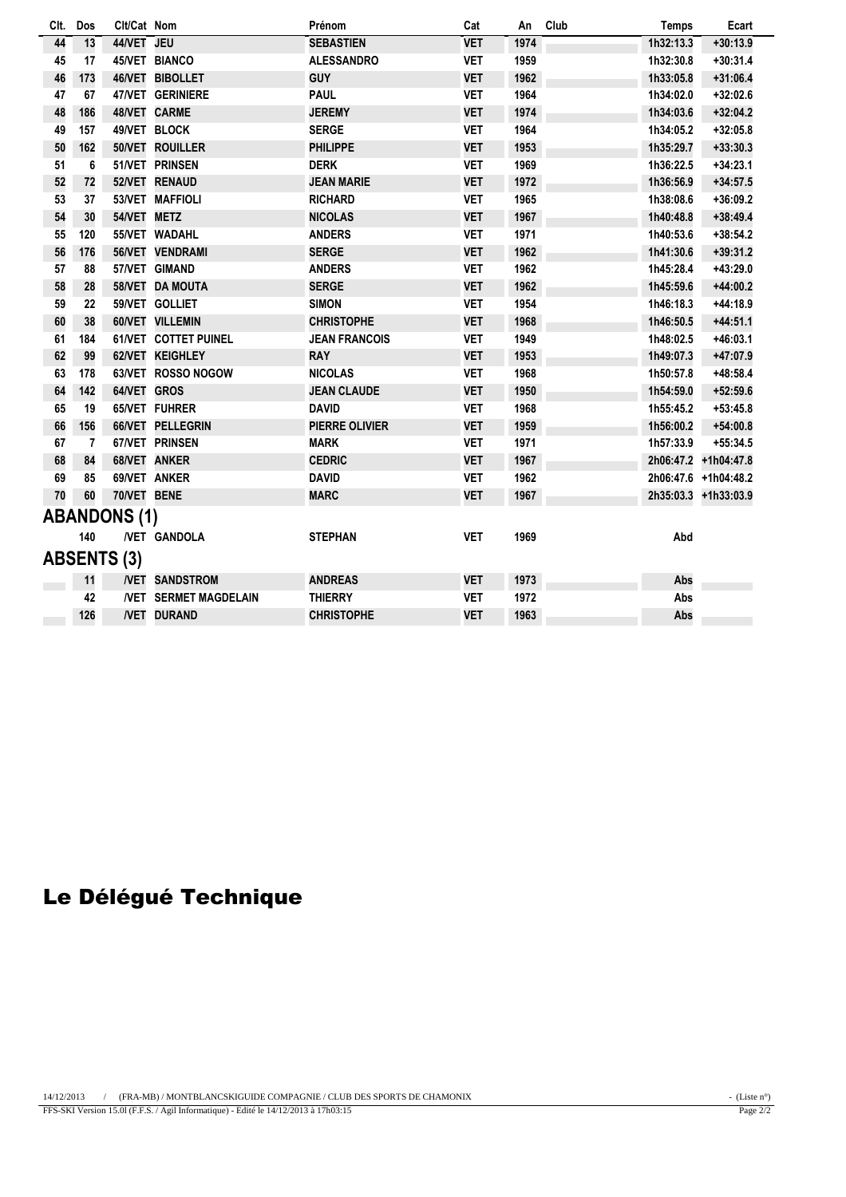| Clt. | Dos | Clt/Cat | Nom | Prénom | Cat | An | Club | Temps | Ecart |
|---|---|---|---|---|---|---|---|---|---|
| 44 | 13 | 44/VET | JEU | SEBASTIEN | VET | 1974 | | 1h32:13.3 | +30:13.9 |
| 45 | 17 | 45/VET | BIANCO | ALESSANDRO | VET | 1959 | | 1h32:30.8 | +30:31.4 |
| 46 | 173 | 46/VET | BIBOLLET | GUY | VET | 1962 | | 1h33:05.8 | +31:06.4 |
| 47 | 67 | 47/VET | GERINIERE | PAUL | VET | 1964 | | 1h34:02.0 | +32:02.6 |
| 48 | 186 | 48/VET | CARME | JEREMY | VET | 1974 | | 1h34:03.6 | +32:04.2 |
| 49 | 157 | 49/VET | BLOCK | SERGE | VET | 1964 | | 1h34:05.2 | +32:05.8 |
| 50 | 162 | 50/VET | ROUILLER | PHILIPPE | VET | 1953 | | 1h35:29.7 | +33:30.3 |
| 51 | 6 | 51/VET | PRINSEN | DERK | VET | 1969 | | 1h36:22.5 | +34:23.1 |
| 52 | 72 | 52/VET | RENAUD | JEAN MARIE | VET | 1972 | | 1h36:56.9 | +34:57.5 |
| 53 | 37 | 53/VET | MAFFIOLI | RICHARD | VET | 1965 | | 1h38:08.6 | +36:09.2 |
| 54 | 30 | 54/VET | METZ | NICOLAS | VET | 1967 | | 1h40:48.8 | +38:49.4 |
| 55 | 120 | 55/VET | WADAHL | ANDERS | VET | 1971 | | 1h40:53.6 | +38:54.2 |
| 56 | 176 | 56/VET | VENDRAMI | SERGE | VET | 1962 | | 1h41:30.6 | +39:31.2 |
| 57 | 88 | 57/VET | GIMAND | ANDERS | VET | 1962 | | 1h45:28.4 | +43:29.0 |
| 58 | 28 | 58/VET | DA MOUTA | SERGE | VET | 1962 | | 1h45:59.6 | +44:00.2 |
| 59 | 22 | 59/VET | GOLLIET | SIMON | VET | 1954 | | 1h46:18.3 | +44:18.9 |
| 60 | 38 | 60/VET | VILLEMIN | CHRISTOPHE | VET | 1968 | | 1h46:50.5 | +44:51.1 |
| 61 | 184 | 61/VET | COTTET PUINEL | JEAN FRANCOIS | VET | 1949 | | 1h48:02.5 | +46:03.1 |
| 62 | 99 | 62/VET | KEIGHLEY | RAY | VET | 1953 | | 1h49:07.3 | +47:07.9 |
| 63 | 178 | 63/VET | ROSSO NOGOW | NICOLAS | VET | 1968 | | 1h50:57.8 | +48:58.4 |
| 64 | 142 | 64/VET | GROS | JEAN CLAUDE | VET | 1950 | | 1h54:59.0 | +52:59.6 |
| 65 | 19 | 65/VET | FUHRER | DAVID | VET | 1968 | | 1h55:45.2 | +53:45.8 |
| 66 | 156 | 66/VET | PELLEGRIN | PIERRE OLIVIER | VET | 1959 | | 1h56:00.2 | +54:00.8 |
| 67 | 7 | 67/VET | PRINSEN | MARK | VET | 1971 | | 1h57:33.9 | +55:34.5 |
| 68 | 84 | 68/VET | ANKER | CEDRIC | VET | 1967 | | 2h06:47.2 | +1h04:47.8 |
| 69 | 85 | 69/VET | ANKER | DAVID | VET | 1962 | | 2h06:47.6 | +1h04:48.2 |
| 70 | 60 | 70/VET | BENE | MARC | VET | 1967 | | 2h35:03.3 | +1h33:03.9 |

## ABANDONS (1)

| Clt. | Dos | Clt/Cat | Nom | Prénom | Cat | An | Club | Temps | Ecart |
|---|---|---|---|---|---|---|---|---|---|
| | 140 | /VET | GANDOLA | STEPHAN | VET | 1969 | | Abd | |

## ABSENTS (3)

| Clt. | Dos | Clt/Cat | Nom | Prénom | Cat | An | Club | Temps | Ecart |
|---|---|---|---|---|---|---|---|---|---|
| | 11 | /VET | SANDSTROM | ANDREAS | VET | 1973 | | Abs | |
| | 42 | /VET | SERMET MAGDELAIN | THIERRY | VET | 1972 | | Abs | |
| | 126 | /VET | DURAND | CHRISTOPHE | VET | 1963 | | Abs | |

# Le Délégué Technique

14/12/2013 / (FRA-MB) / MONTBLANCSKIGUIDE COMPAGNIE / CLUB DES SPORTS DE CHAMONIX - (Liste n°)

FFS-SKI Version 15.0l (F.F.S. / Agil Informatique) - Edité le 14/12/2013 à 17h03:15